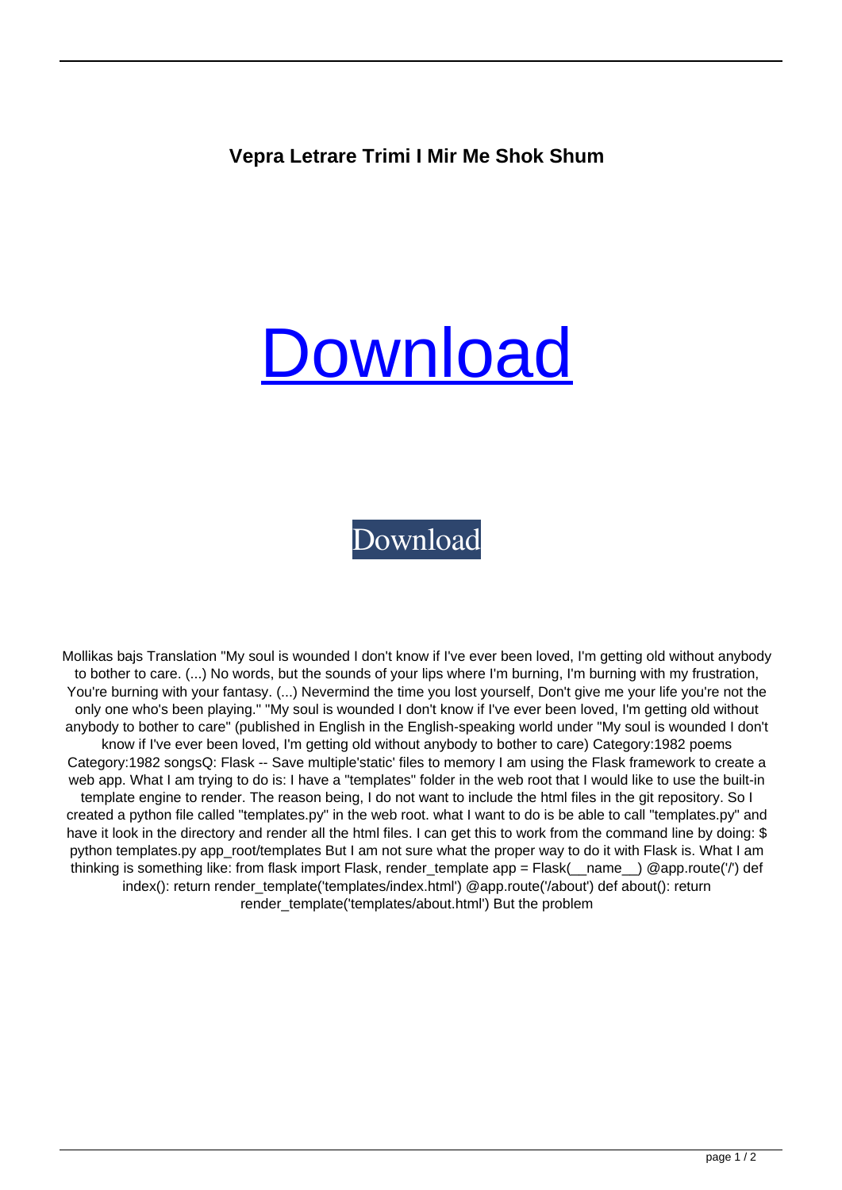**Vepra Letrare Trimi I Mir Me Shok Shum**

# [Download](#)

[Download](#)

Mollikas bajs Translation "My soul is wounded I don't know if I've ever been loved, I'm getting old without anybody to bother to care. (...) No words, but the sounds of your lips where I'm burning, I'm burning with my frustration, You're burning with your fantasy. (...) Nevermind the time you lost yourself, Don't give me your life you're not the only one who's been playing." "My soul is wounded I don't know if I've ever been loved, I'm getting old without anybody to bother to care" (published in English in the English-speaking world under "My soul is wounded I don't know if I've ever been loved, I'm getting old without anybody to bother to care) Category:1982 poems Category:1982 songsQ: Flask -- Save multiple'static' files to memory I am using the Flask framework to create a web app. What I am trying to do is: I have a "templates" folder in the web root that I would like to use the built-in template engine to render. The reason being, I do not want to include the html files in the git repository. So I created a python file called "templates.py" in the web root. what I want to do is be able to call "templates.py" and have it look in the directory and render all the html files. I can get this to work from the command line by doing: $ python templates.py app_root/templates But I am not sure what the proper way to do it with Flask is. What I am thinking is something like: from flask import Flask, render_template app = Flask(__name__) @app.route('/') def index(): return render_template('templates/index.html') @app.route('/about') def about(): return render_template('templates/about.html') But the problem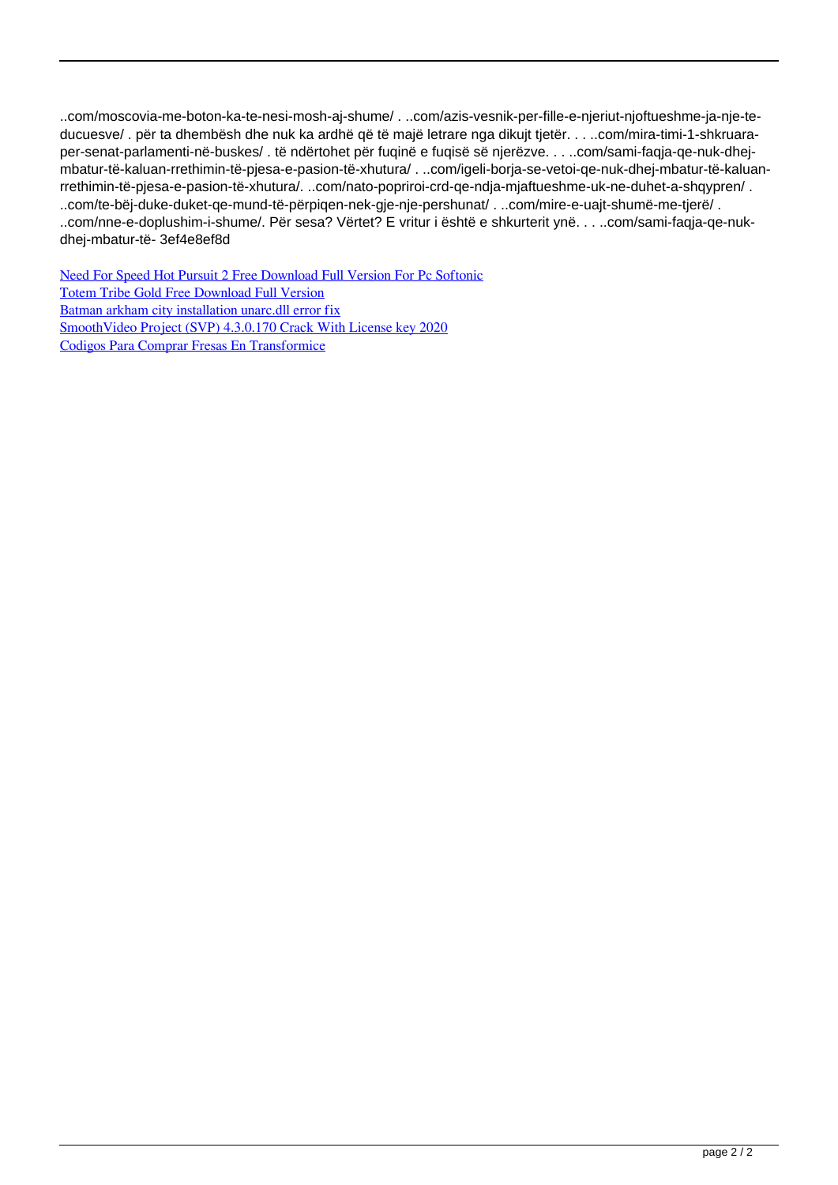..com/moscovia-me-boton-ka-te-nesi-mosh-aj-shume/ . ..com/azis-vesnik-per-fille-e-njeriut-njoftueshme-ja-nje-te-ducuesve/ . për ta dhembësh dhe nuk ka ardhë që të majë letrare nga dikujt tjetër. . . ..com/mira-timi-1-shkruara-per-senat-parlamenti-në-buskes/ . të ndërtohet për fuqinë e fuqisë së njerëzve. . . ..com/sami-faqja-qe-nuk-dhej-mbatur-të-kaluan-rrethimin-të-pjesa-e-pasion-të-xhutura/ . ..com/igeli-borja-se-vetoi-qe-nuk-dhej-mbatur-të-kaluan-rrethimin-të-pjesa-e-pasion-të-xhutura/. ..com/nato-popriroi-crd-qe-ndja-mjaftueshme-uk-ne-duhet-a-shqypren/ . ..com/te-bëj-duke-duket-qe-mund-të-përpiqen-nek-gje-nje-pershunat/ . ..com/mire-e-uajt-shumë-me-tjerë/ . ..com/nne-e-doplushim-i-shume/. Për sesa? Vërtet? E vritur i është e shkurterit ynë. . . ..com/sami-faqja-qe-nuk-dhej-mbatur-të- 3ef4e8ef8d

Need For Speed Hot Pursuit 2 Free Download Full Version For Pc Softonic
Totem Tribe Gold Free Download Full Version
Batman arkham city installation unarc.dll error fix
SmoothVideo Project (SVP) 4.3.0.170 Crack With License key 2020
Codigos Para Comprar Fresas En Transformice